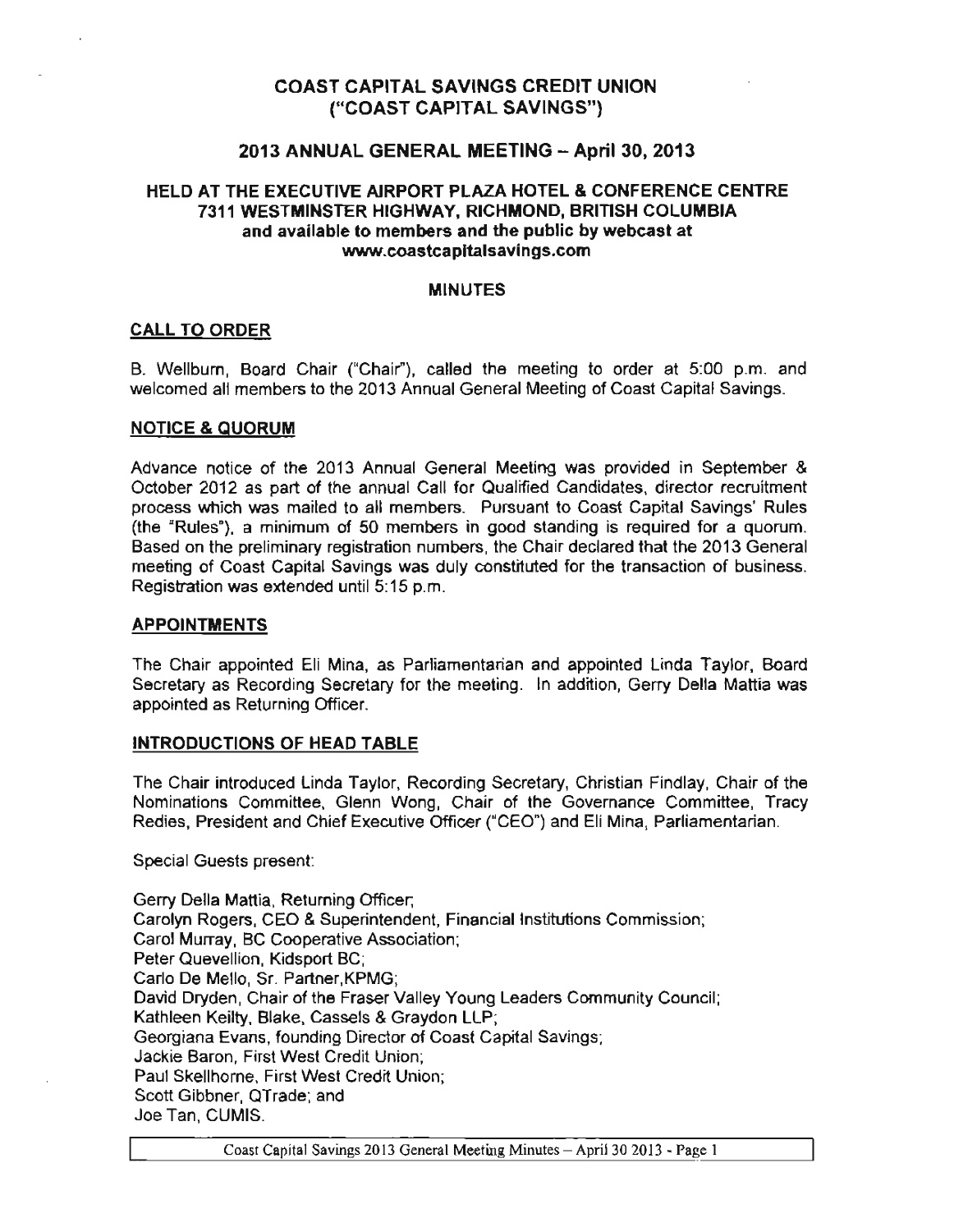# COAST CAPITAL SAVINGS CREDIT UNION
# ("COAST CAPITAL SAVINGS")

## 2013 ANNUAL GENERAL MEETING – April 30, 2013

### HELD AT THE EXECUTIVE AIRPORT PLAZA HOTEL & CONFERENCE CENTRE 7311 WESTMINSTER HIGHWAY, RICHMOND, BRITISH COLUMBIA and available to members and the public by webcast at www.coastcapitalsavings.com

### MINUTES

**CALL TO ORDER**

B. Wellburn, Board Chair ("Chair"), called the meeting to order at 5:00 p.m. and welcomed all members to the 2013 Annual General Meeting of Coast Capital Savings.

**NOTICE & QUORUM**

Advance notice of the 2013 Annual General Meeting was provided in September & October 2012 as part of the annual Call for Qualified Candidates, director recruitment process which was mailed to all members. Pursuant to Coast Capital Savings' Rules (the "Rules"), a minimum of 50 members in good standing is required for a quorum. Based on the preliminary registration numbers, the Chair declared that the 2013 General meeting of Coast Capital Savings was duly constituted for the transaction of business. Registration was extended until 5:15 p.m.

**APPOINTMENTS**

The Chair appointed Eli Mina, as Parliamentarian and appointed Linda Taylor, Board Secretary as Recording Secretary for the meeting. In addition, Gerry Della Mattia was appointed as Returning Officer.

**INTRODUCTIONS OF HEAD TABLE**

The Chair introduced Linda Taylor, Recording Secretary, Christian Findlay, Chair of the Nominations Committee, Glenn Wong, Chair of the Governance Committee, Tracy Redies, President and Chief Executive Officer ("CEO") and Eli Mina, Parliamentarian.

Special Guests present:

Gerry Della Mattia, Returning Officer;
Carolyn Rogers, CEO & Superintendent, Financial Institutions Commission;
Carol Murray, BC Cooperative Association;
Peter Quevellion, Kidsport BC;
Carlo De Mello, Sr. Partner,KPMG;
David Dryden, Chair of the Fraser Valley Young Leaders Community Council;
Kathleen Keilty, Blake, Cassels & Graydon LLP;
Georgiana Evans, founding Director of Coast Capital Savings;
Jackie Baron, First West Credit Union;
Paul Skellhorne, First West Credit Union;
Scott Gibbner, QTrade; and
Joe Tan, CUMIS.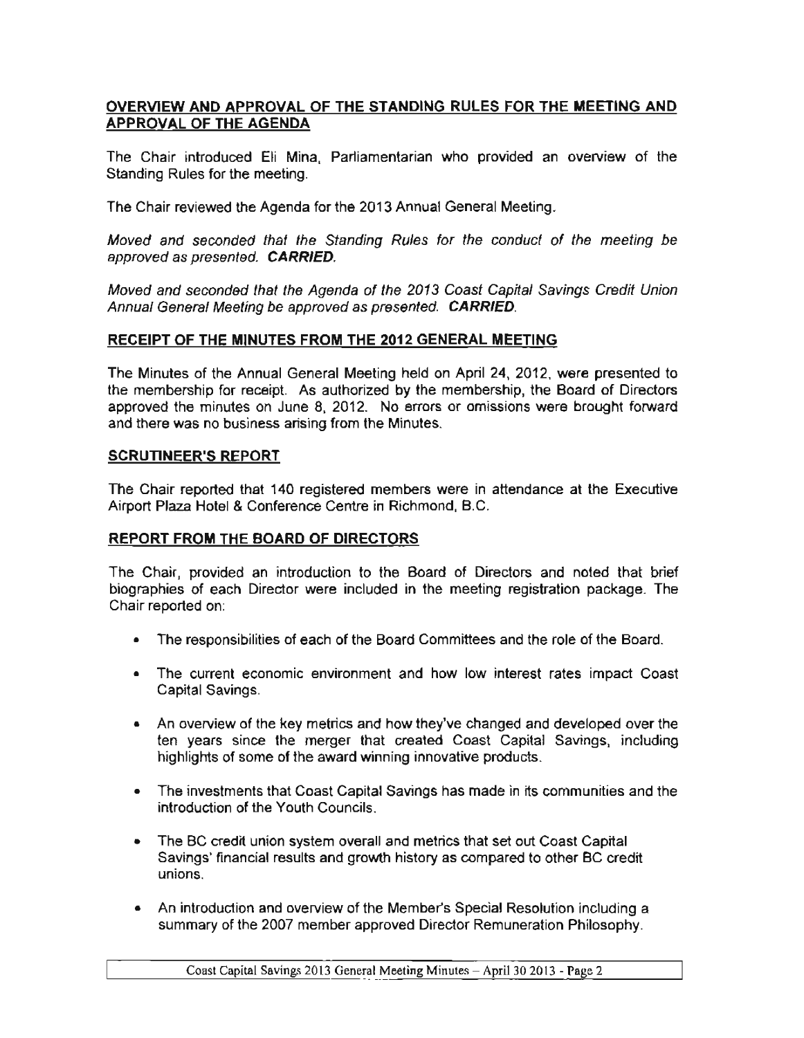## OVERVIEW AND APPROVAL OF THE STANDING RULES FOR THE MEETING AND APPROVAL OF THE AGENDA

The Chair introduced Eli Mina, Parliamentarian who provided an overview of the Standing Rules for the meeting.

The Chair reviewed the Agenda for the 2013 Annual General Meeting.

*Moved and seconded that the Standing Rules for the conduct of the meeting be approved as presented.* ***CARRIED.***

*Moved and seconded that the Agenda of the 2013 Coast Capital Savings Credit Union Annual General Meeting be approved as presented.* ***CARRIED.***

## RECEIPT OF THE MINUTES FROM THE 2012 GENERAL MEETING

The Minutes of the Annual General Meeting held on April 24, 2012, were presented to the membership for receipt. As authorized by the membership, the Board of Directors approved the minutes on June 8, 2012. No errors or omissions were brought forward and there was no business arising from the Minutes.

## SCRUTINEER'S REPORT

The Chair reported that 140 registered members were in attendance at the Executive Airport Plaza Hotel & Conference Centre in Richmond, B.C.

## REPORT FROM THE BOARD OF DIRECTORS

The Chair, provided an introduction to the Board of Directors and noted that brief biographies of each Director were included in the meeting registration package. The Chair reported on:

- The responsibilities of each of the Board Committees and the role of the Board.
- The current economic environment and how low interest rates impact Coast Capital Savings.
- An overview of the key metrics and how they've changed and developed over the ten years since the merger that created Coast Capital Savings, including highlights of some of the award winning innovative products.
- The investments that Coast Capital Savings has made in its communities and the introduction of the Youth Councils.
- The BC credit union system overall and metrics that set out Coast Capital Savings' financial results and growth history as compared to other BC credit unions.
- An introduction and overview of the Member's Special Resolution including a summary of the 2007 member approved Director Remuneration Philosophy.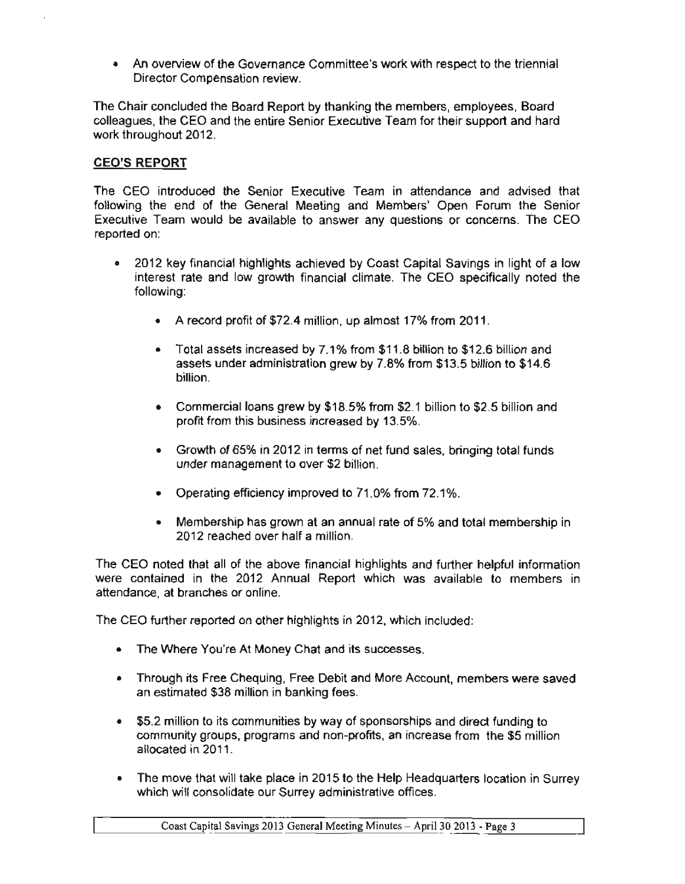- An overview of the Governance Committee's work with respect to the triennial Director Compensation review.

The Chair concluded the Board Report by thanking the members, employees, Board colleagues, the CEO and the entire Senior Executive Team for their support and hard work throughout 2012.

## CEO'S REPORT

The CEO introduced the Senior Executive Team in attendance and advised that following the end of the General Meeting and Members' Open Forum the Senior Executive Team would be available to answer any questions or concerns. The CEO reported on:

- 2012 key financial highlights achieved by Coast Capital Savings in light of a low interest rate and low growth financial climate. The CEO specifically noted the following:
  - A record profit of $72.4 million, up almost 17% from 2011.
  - Total assets increased by 7.1% from $11.8 billion to $12.6 billion and assets under administration grew by 7.8% from $13.5 billion to $14.6 billion.
  - Commercial loans grew by $18.5% from $2.1 billion to $2.5 billion and profit from this business increased by 13.5%.
  - Growth of 65% in 2012 in terms of net fund sales, bringing total funds under management to over $2 billion.
  - Operating efficiency improved to 71.0% from 72.1%.
  - Membership has grown at an annual rate of 5% and total membership in 2012 reached over half a million.

The CEO noted that all of the above financial highlights and further helpful information were contained in the 2012 Annual Report which was available to members in attendance, at branches or online.

The CEO further reported on other highlights in 2012, which included:

- The Where You're At Money Chat and its successes.
- Through its Free Chequing, Free Debit and More Account, members were saved an estimated $38 million in banking fees.
- $5.2 million to its communities by way of sponsorships and direct funding to community groups, programs and non-profits, an increase from the $5 million allocated in 2011.
- The move that will take place in 2015 to the Help Headquarters location in Surrey which will consolidate our Surrey administrative offices.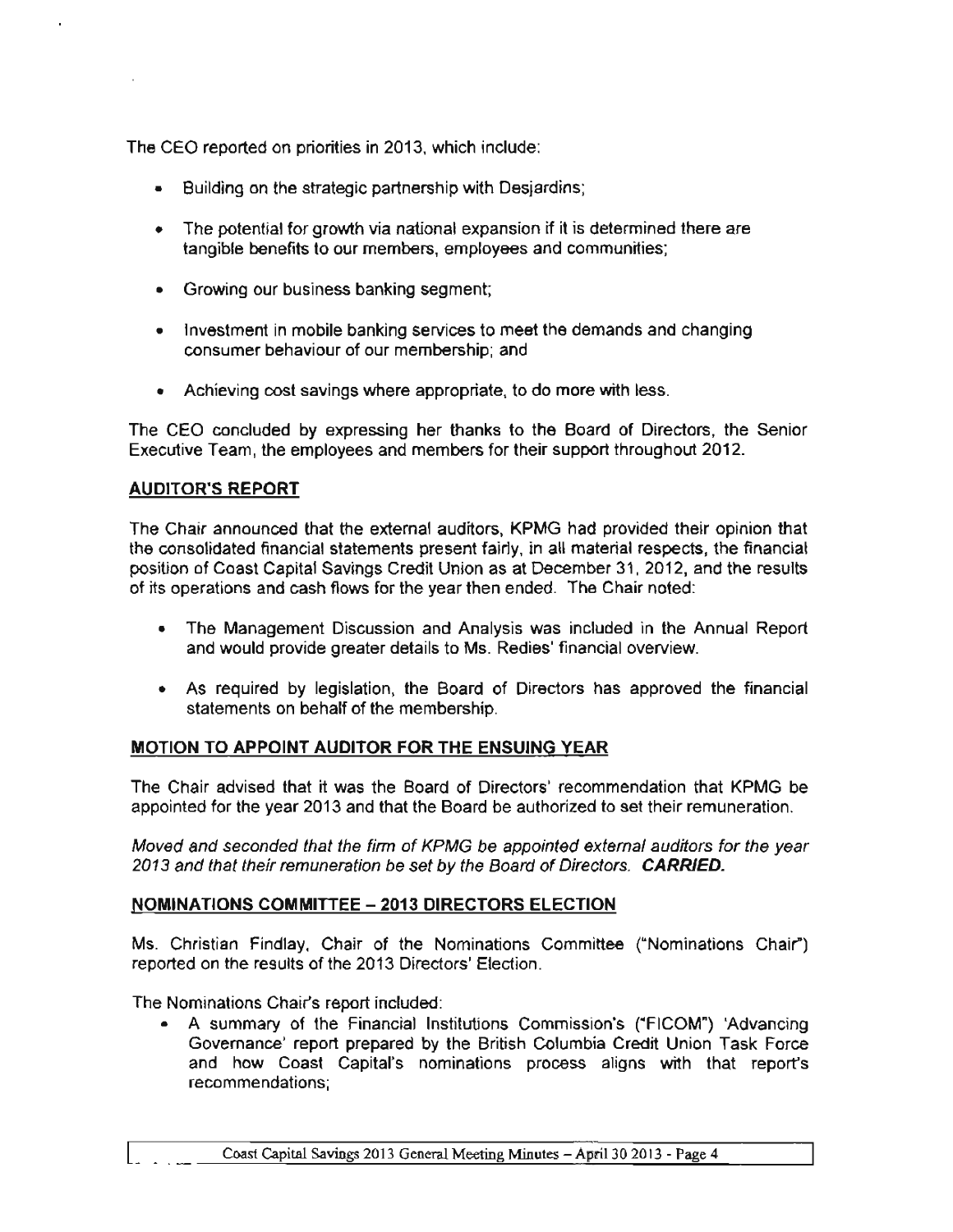The CEO reported on priorities in 2013, which include:

- Building on the strategic partnership with Desjardins;
- The potential for growth via national expansion if it is determined there are tangible benefits to our members, employees and communities;
- Growing our business banking segment;
- Investment in mobile banking services to meet the demands and changing consumer behaviour of our membership; and
- Achieving cost savings where appropriate, to do more with less.

The CEO concluded by expressing her thanks to the Board of Directors, the Senior Executive Team, the employees and members for their support throughout 2012.

## AUDITOR'S REPORT

The Chair announced that the external auditors, KPMG had provided their opinion that the consolidated financial statements present fairly, in all material respects, the financial position of Coast Capital Savings Credit Union as at December 31, 2012, and the results of its operations and cash flows for the year then ended. The Chair noted:

- The Management Discussion and Analysis was included in the Annual Report and would provide greater details to Ms. Redies' financial overview.
- As required by legislation, the Board of Directors has approved the financial statements on behalf of the membership.

## MOTION TO APPOINT AUDITOR FOR THE ENSUING YEAR

The Chair advised that it was the Board of Directors' recommendation that KPMG be appointed for the year 2013 and that the Board be authorized to set their remuneration.

*Moved and seconded that the firm of KPMG be appointed external auditors for the year 2013 and that their remuneration be set by the Board of Directors.* ***CARRIED.***

## NOMINATIONS COMMITTEE – 2013 DIRECTORS ELECTION

Ms. Christian Findlay, Chair of the Nominations Committee ("Nominations Chair") reported on the results of the 2013 Directors' Election.

The Nominations Chair's report included:

- A summary of the Financial Institutions Commission's ("FICOM") 'Advancing Governance' report prepared by the British Columbia Credit Union Task Force and how Coast Capital's nominations process aligns with that report's recommendations;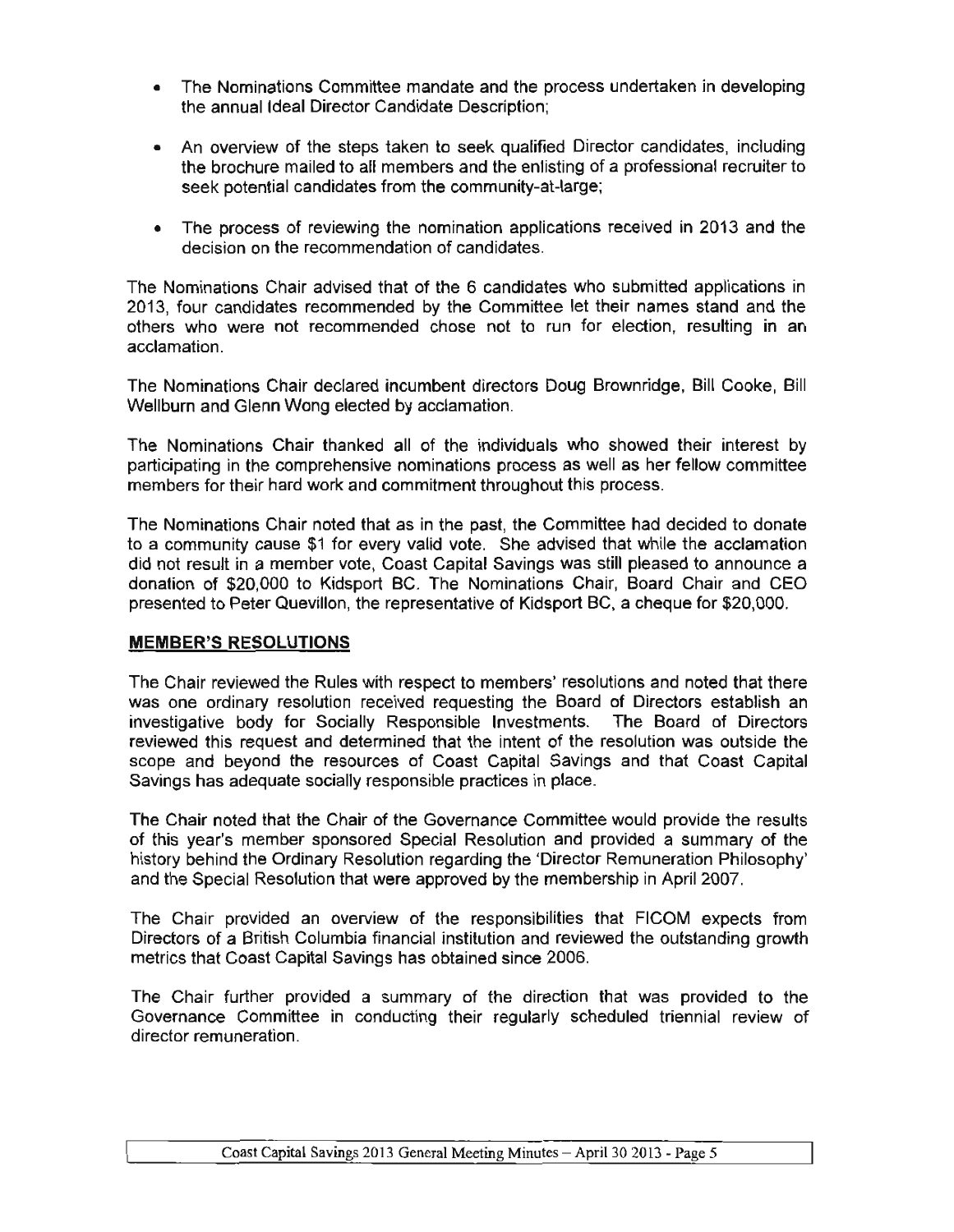- The Nominations Committee mandate and the process undertaken in developing the annual Ideal Director Candidate Description;
- An overview of the steps taken to seek qualified Director candidates, including the brochure mailed to all members and the enlisting of a professional recruiter to seek potential candidates from the community-at-large;
- The process of reviewing the nomination applications received in 2013 and the decision on the recommendation of candidates.

The Nominations Chair advised that of the 6 candidates who submitted applications in 2013, four candidates recommended by the Committee let their names stand and the others who were not recommended chose not to run for election, resulting in an acclamation.

The Nominations Chair declared incumbent directors Doug Brownridge, Bill Cooke, Bill Wellburn and Glenn Wong elected by acclamation.

The Nominations Chair thanked all of the individuals who showed their interest by participating in the comprehensive nominations process as well as her fellow committee members for their hard work and commitment throughout this process.

The Nominations Chair noted that as in the past, the Committee had decided to donate to a community cause $1 for every valid vote. She advised that while the acclamation did not result in a member vote, Coast Capital Savings was still pleased to announce a donation of $20,000 to Kidsport BC. The Nominations Chair, Board Chair and CEO presented to Peter Quevillon, the representative of Kidsport BC, a cheque for $20,000.

## MEMBER'S RESOLUTIONS

The Chair reviewed the Rules with respect to members' resolutions and noted that there was one ordinary resolution received requesting the Board of Directors establish an investigative body for Socially Responsible Investments. The Board of Directors reviewed this request and determined that the intent of the resolution was outside the scope and beyond the resources of Coast Capital Savings and that Coast Capital Savings has adequate socially responsible practices in place.

The Chair noted that the Chair of the Governance Committee would provide the results of this year's member sponsored Special Resolution and provided a summary of the history behind the Ordinary Resolution regarding the 'Director Remuneration Philosophy' and the Special Resolution that were approved by the membership in April 2007.

The Chair provided an overview of the responsibilities that FICOM expects from Directors of a British Columbia financial institution and reviewed the outstanding growth metrics that Coast Capital Savings has obtained since 2006.

The Chair further provided a summary of the direction that was provided to the Governance Committee in conducting their regularly scheduled triennial review of director remuneration.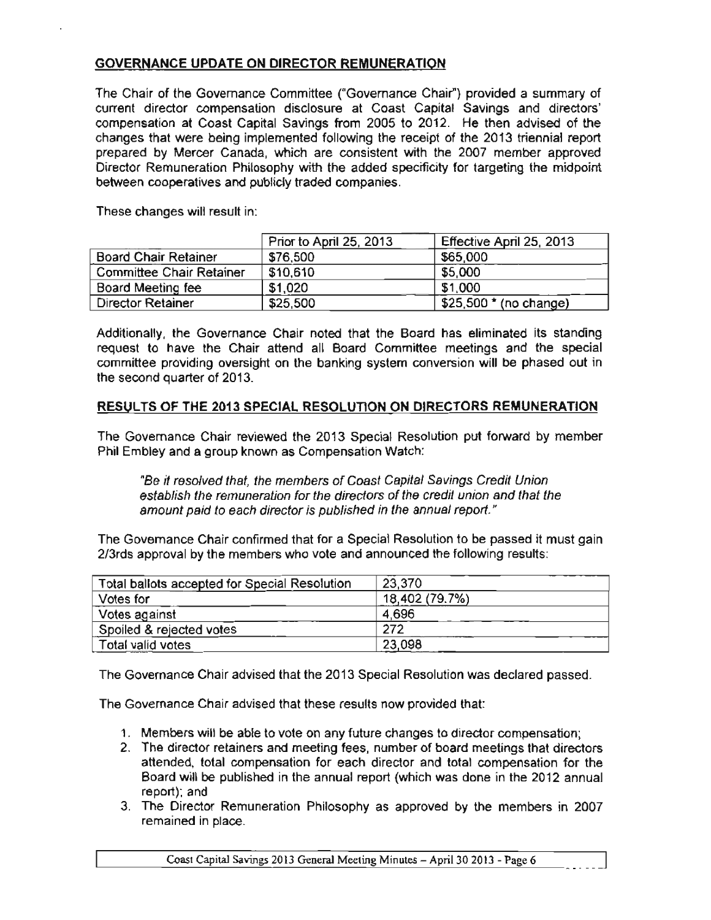## GOVERNANCE UPDATE ON DIRECTOR REMUNERATION

The Chair of the Governance Committee ("Governance Chair") provided a summary of current director compensation disclosure at Coast Capital Savings and directors' compensation at Coast Capital Savings from 2005 to 2012. He then advised of the changes that were being implemented following the receipt of the 2013 triennial report prepared by Mercer Canada, which are consistent with the 2007 member approved Director Remuneration Philosophy with the added specificity for targeting the midpoint between cooperatives and publicly traded companies.

These changes will result in:

| | Prior to April 25, 2013 | Effective April 25, 2013 |
|---|---|---|
| Board Chair Retainer | $76,500 | $65,000 |
| Committee Chair Retainer | $10,610 | $5,000 |
| Board Meeting fee | $1,020 | $1,000 |
| Director Retainer | $25,500 | $25,500 * (no change) |

Additionally, the Governance Chair noted that the Board has eliminated its standing request to have the Chair attend all Board Committee meetings and the special committee providing oversight on the banking system conversion will be phased out in the second quarter of 2013.

## RESULTS OF THE 2013 SPECIAL RESOLUTION ON DIRECTORS REMUNERATION

The Governance Chair reviewed the 2013 Special Resolution put forward by member Phil Embley and a group known as Compensation Watch:

> *"Be it resolved that, the members of Coast Capital Savings Credit Union establish the remuneration for the directors of the credit union and that the amount paid to each director is published in the annual report."*

The Governance Chair confirmed that for a Special Resolution to be passed it must gain 2/3rds approval by the members who vote and announced the following results:

| Total ballots accepted for Special Resolution | 23,370 |
|---|---|
| Votes for | 18,402 (79.7%) |
| Votes against | 4,696 |
| Spoiled & rejected votes | 272 |
| Total valid votes | 23,098 |

The Governance Chair advised that the 2013 Special Resolution was declared passed.

The Governance Chair advised that these results now provided that:

1. Members will be able to vote on any future changes to director compensation;
2. The director retainers and meeting fees, number of board meetings that directors attended, total compensation for each director and total compensation for the Board will be published in the annual report (which was done in the 2012 annual report); and
3. The Director Remuneration Philosophy as approved by the members in 2007 remained in place.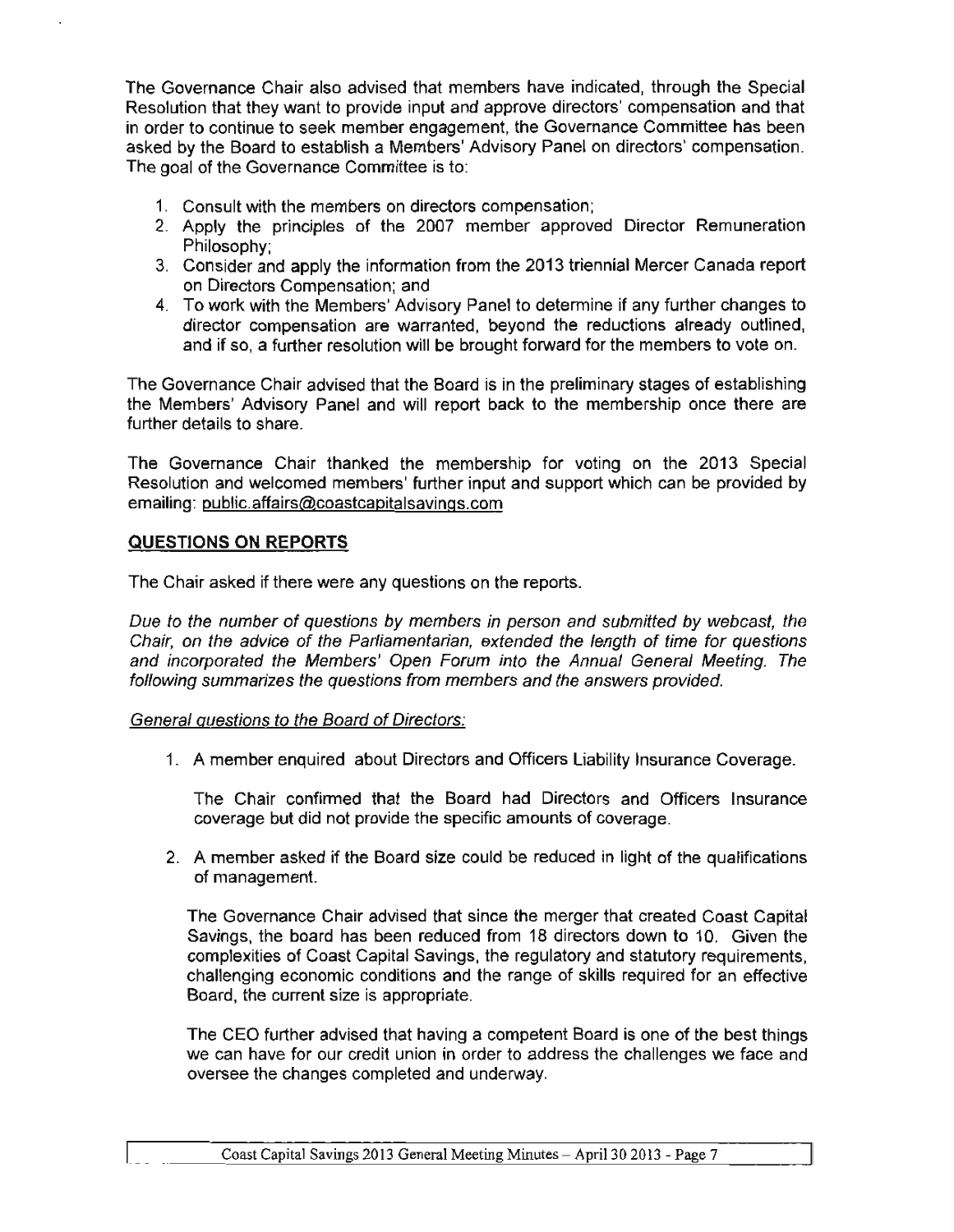The Governance Chair also advised that members have indicated, through the Special Resolution that they want to provide input and approve directors' compensation and that in order to continue to seek member engagement, the Governance Committee has been asked by the Board to establish a Members' Advisory Panel on directors' compensation. The goal of the Governance Committee is to:

1. Consult with the members on directors compensation;
2. Apply the principles of the 2007 member approved Director Remuneration Philosophy;
3. Consider and apply the information from the 2013 triennial Mercer Canada report on Directors Compensation; and
4. To work with the Members' Advisory Panel to determine if any further changes to director compensation are warranted, beyond the reductions already outlined, and if so, a further resolution will be brought forward for the members to vote on.

The Governance Chair advised that the Board is in the preliminary stages of establishing the Members' Advisory Panel and will report back to the membership once there are further details to share.

The Governance Chair thanked the membership for voting on the 2013 Special Resolution and welcomed members' further input and support which can be provided by emailing: public.affairs@coastcapitalsavings.com

## QUESTIONS ON REPORTS

The Chair asked if there were any questions on the reports.

*Due to the number of questions by members in person and submitted by webcast, the Chair, on the advice of the Parliamentarian, extended the length of time for questions and incorporated the Members' Open Forum into the Annual General Meeting. The following summarizes the questions from members and the answers provided.*

General questions to the Board of Directors:

1. A member enquired about Directors and Officers Liability Insurance Coverage.

   The Chair confirmed that the Board had Directors and Officers Insurance coverage but did not provide the specific amounts of coverage.

2. A member asked if the Board size could be reduced in light of the qualifications of management.

   The Governance Chair advised that since the merger that created Coast Capital Savings, the board has been reduced from 18 directors down to 10. Given the complexities of Coast Capital Savings, the regulatory and statutory requirements, challenging economic conditions and the range of skills required for an effective Board, the current size is appropriate.

   The CEO further advised that having a competent Board is one of the best things we can have for our credit union in order to address the challenges we face and oversee the changes completed and underway.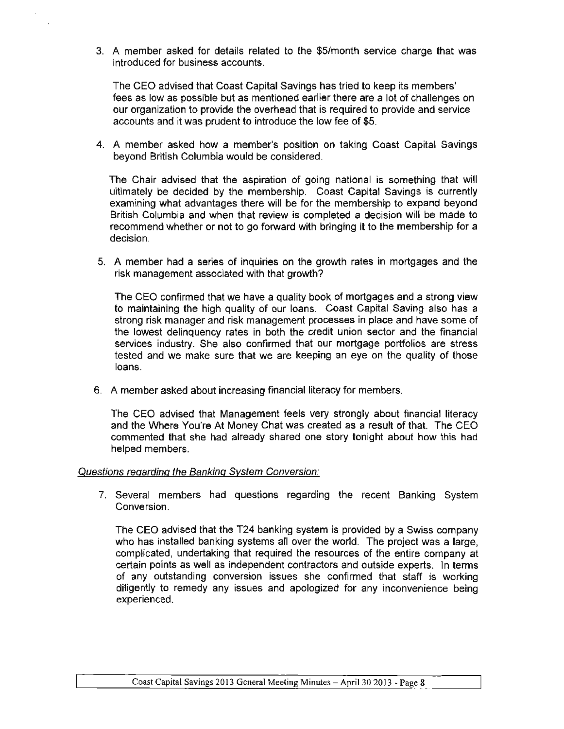3. A member asked for details related to the $5/month service charge that was introduced for business accounts.

   The CEO advised that Coast Capital Savings has tried to keep its members' fees as low as possible but as mentioned earlier there are a lot of challenges on our organization to provide the overhead that is required to provide and service accounts and it was prudent to introduce the low fee of $5.

4. A member asked how a member's position on taking Coast Capital Savings beyond British Columbia would be considered.

   The Chair advised that the aspiration of going national is something that will ultimately be decided by the membership. Coast Capital Savings is currently examining what advantages there will be for the membership to expand beyond British Columbia and when that review is completed a decision will be made to recommend whether or not to go forward with bringing it to the membership for a decision.

5. A member had a series of inquiries on the growth rates in mortgages and the risk management associated with that growth?

   The CEO confirmed that we have a quality book of mortgages and a strong view to maintaining the high quality of our loans. Coast Capital Saving also has a strong risk manager and risk management processes in place and have some of the lowest delinquency rates in both the credit union sector and the financial services industry. She also confirmed that our mortgage portfolios are stress tested and we make sure that we are keeping an eye on the quality of those loans.

6. A member asked about increasing financial literacy for members.

   The CEO advised that Management feels very strongly about financial literacy and the Where You're At Money Chat was created as a result of that. The CEO commented that she had already shared one story tonight about how this had helped members.

*Questions regarding the Banking System Conversion:*

7. Several members had questions regarding the recent Banking System Conversion.

   The CEO advised that the T24 banking system is provided by a Swiss company who has installed banking systems all over the world. The project was a large, complicated, undertaking that required the resources of the entire company at certain points as well as independent contractors and outside experts. In terms of any outstanding conversion issues she confirmed that staff is working diligently to remedy any issues and apologized for any inconvenience being experienced.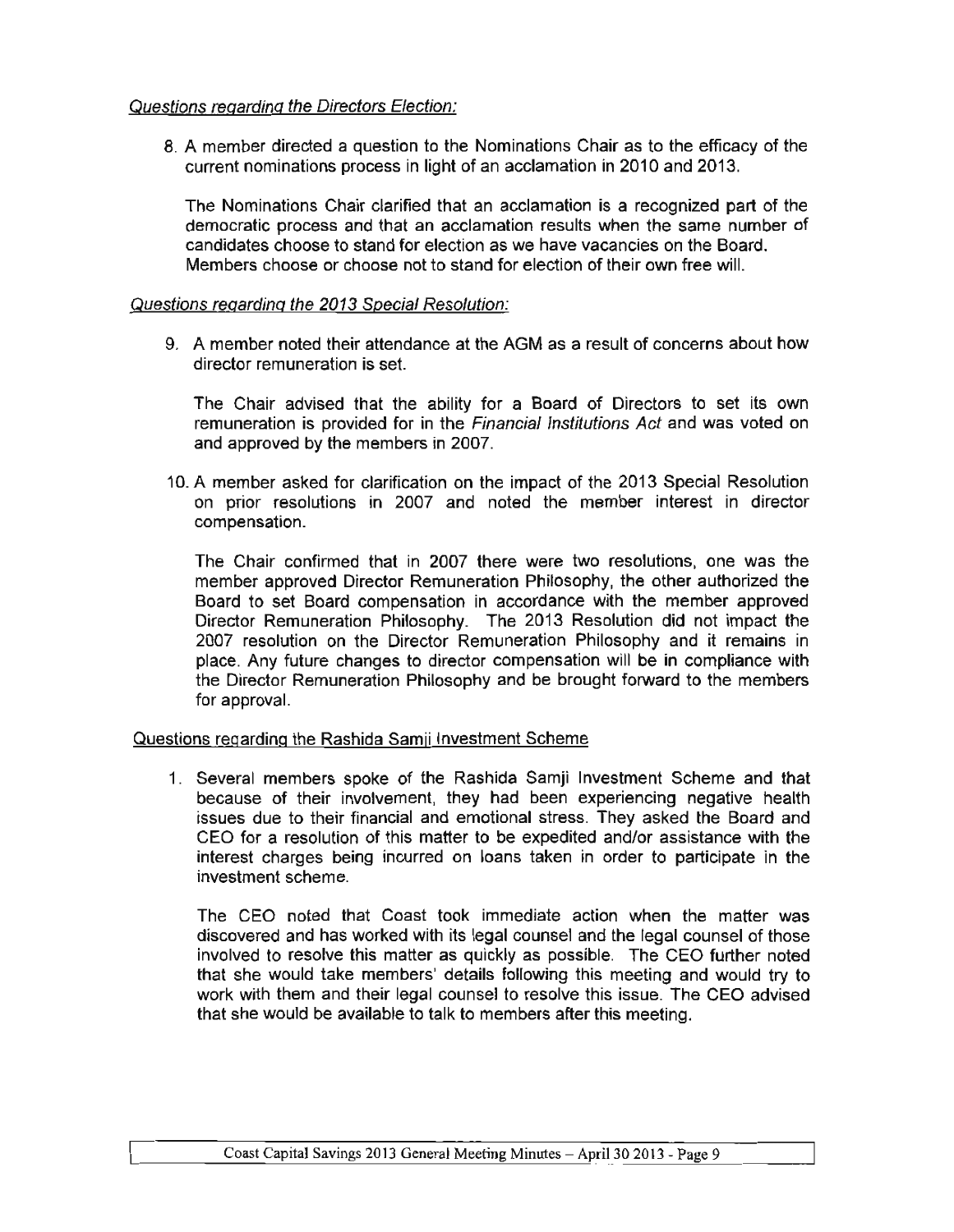*Questions regarding the Directors Election:*

8. A member directed a question to the Nominations Chair as to the efficacy of the current nominations process in light of an acclamation in 2010 and 2013.

   The Nominations Chair clarified that an acclamation is a recognized part of the democratic process and that an acclamation results when the same number of candidates choose to stand for election as we have vacancies on the Board. Members choose or choose not to stand for election of their own free will.

*Questions regarding the 2013 Special Resolution:*

9. A member noted their attendance at the AGM as a result of concerns about how director remuneration is set.

   The Chair advised that the ability for a Board of Directors to set its own remuneration is provided for in the *Financial Institutions Act* and was voted on and approved by the members in 2007.

10. A member asked for clarification on the impact of the 2013 Special Resolution on prior resolutions in 2007 and noted the member interest in director compensation.

    The Chair confirmed that in 2007 there were two resolutions, one was the member approved Director Remuneration Philosophy, the other authorized the Board to set Board compensation in accordance with the member approved Director Remuneration Philosophy. The 2013 Resolution did not impact the 2007 resolution on the Director Remuneration Philosophy and it remains in place. Any future changes to director compensation will be in compliance with the Director Remuneration Philosophy and be brought forward to the members for approval.

Questions regarding the Rashida Samji Investment Scheme

1. Several members spoke of the Rashida Samji Investment Scheme and that because of their involvement, they had been experiencing negative health issues due to their financial and emotional stress. They asked the Board and CEO for a resolution of this matter to be expedited and/or assistance with the interest charges being incurred on loans taken in order to participate in the investment scheme.

   The CEO noted that Coast took immediate action when the matter was discovered and has worked with its legal counsel and the legal counsel of those involved to resolve this matter as quickly as possible. The CEO further noted that she would take members' details following this meeting and would try to work with them and their legal counsel to resolve this issue. The CEO advised that she would be available to talk to members after this meeting.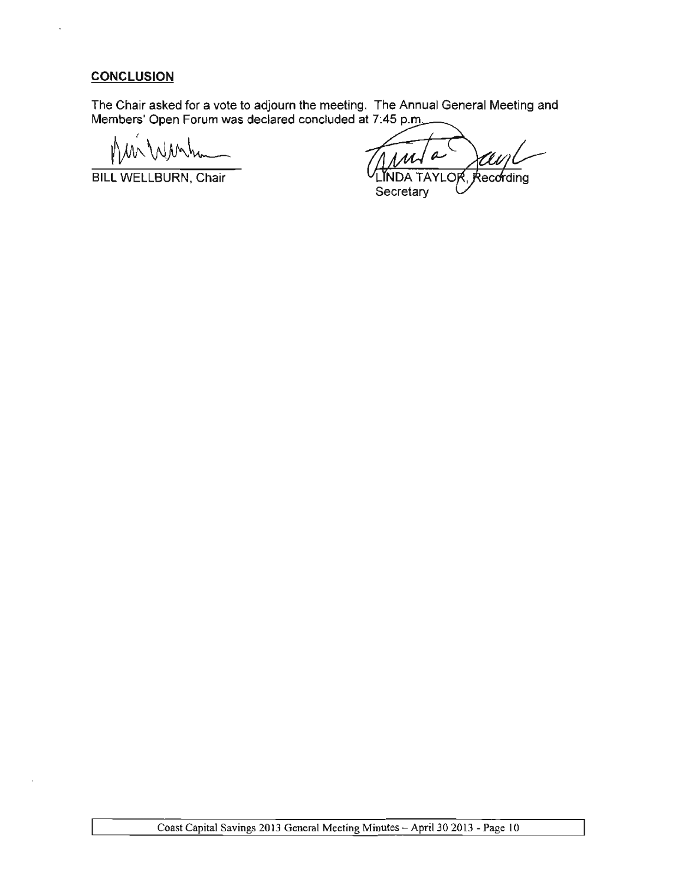## CONCLUSION

The Chair asked for a vote to adjourn the meeting. The Annual General Meeting and Members' Open Forum was declared concluded at 7:45 p.m.

BILL WELLBURN, Chair

LINDA TAYLOR, Recording Secretary